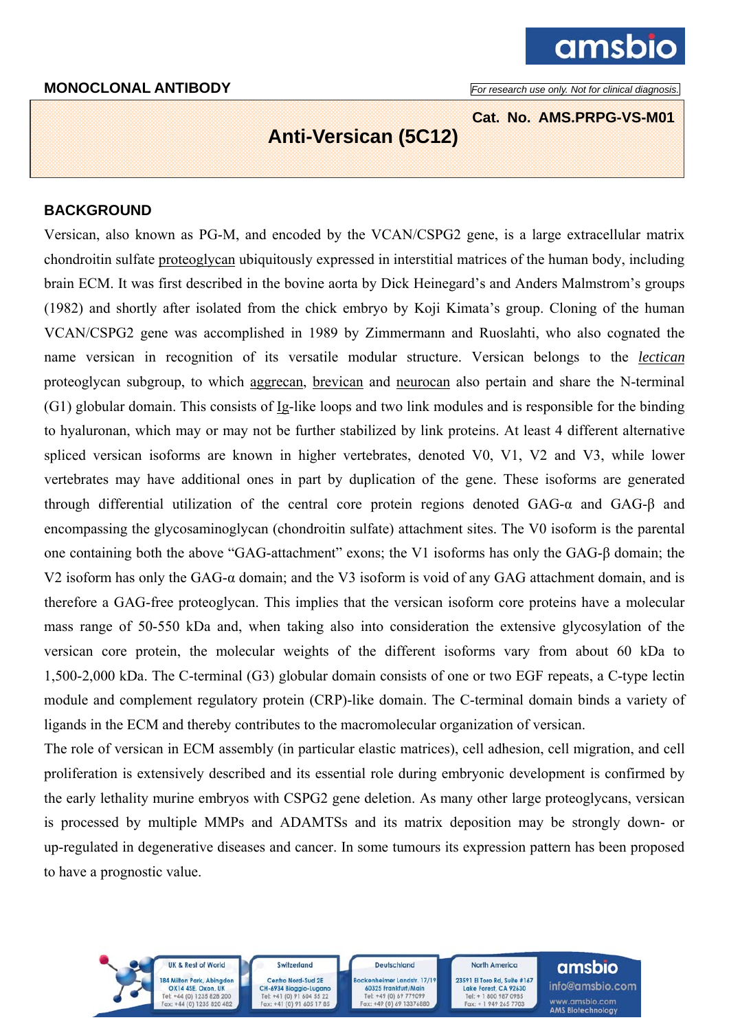MONOCLONAL ANTIBODY

*For research use only. Not for clinical diagnosis.*

**Cat. No. AMS.PRPG-VS-M01**

# Anti-Versican (5C12)

## BACKGROUND

Versican, also known as PG-M, and encoded by the VCAN/CSPG2 gene, is a large extracellular matrix chondroitin sulfate proteoglycan ubiquitously expressed in interstitial matrices of the human body, including brain ECM. It was first described in the bovine aorta by Dick Heinegard's and Anders Malmstrom's groups (1982) and shortly after isolated from the chick embryo by Koji Kimata's group. Cloning of the human VCAN/CSPG2 gene was accomplished in 1989 by Zimmermann and Ruoslahti, who also cognated the name versican in recognition of its versatile modular structure. Versican belongs to the *lectican* proteoglycan subgroup, to which aggrecan, brevican and neurocan also pertain and share the N-terminal (G1) globular domain. This consists of Ig-like loops and two link modules and is responsible for the binding to hyaluronan, which may or may not be further stabilized by link proteins. At least 4 different alternative spliced versican isoforms are known in higher vertebrates, denoted V0, V1, V2 and V3, while lower vertebrates may have additional ones in part by duplication of the gene. These isoforms are generated through differential utilization of the central core protein regions denoted GAG-α and GAG-β and encompassing the glycosaminoglycan (chondroitin sulfate) attachment sites. The V0 isoform is the parental one containing both the above "GAG-attachment" exons; the V1 isoforms has only the GAG-β domain; the V2 isoform has only the GAG-α domain; and the V3 isoform is void of any GAG attachment domain, and is therefore a GAG-free proteoglycan. This implies that the versican isoform core proteins have a molecular mass range of 50-550 kDa and, when taking also into consideration the extensive glycosylation of the versican core protein, the molecular weights of the different isoforms vary from about 60 kDa to 1,500-2,000 kDa. The C-terminal (G3) globular domain consists of one or two EGF repeats, a C-type lectin module and complement regulatory protein (CRP)-like domain. The C-terminal domain binds a variety of ligands in the ECM and thereby contributes to the macromolecular organization of versican.

The role of versican in ECM assembly (in particular elastic matrices), cell adhesion, cell migration, and cell proliferation is extensively described and its essential role during embryonic development is confirmed by the early lethality murine embryos with CSPG2 gene deletion. As many other large proteoglycans, versican is processed by multiple MMPs and ADAMTSs and its matrix deposition may be strongly down- or up-regulated in degenerative diseases and cancer. In some tumours its expression pattern has been proposed to have a prognostic value.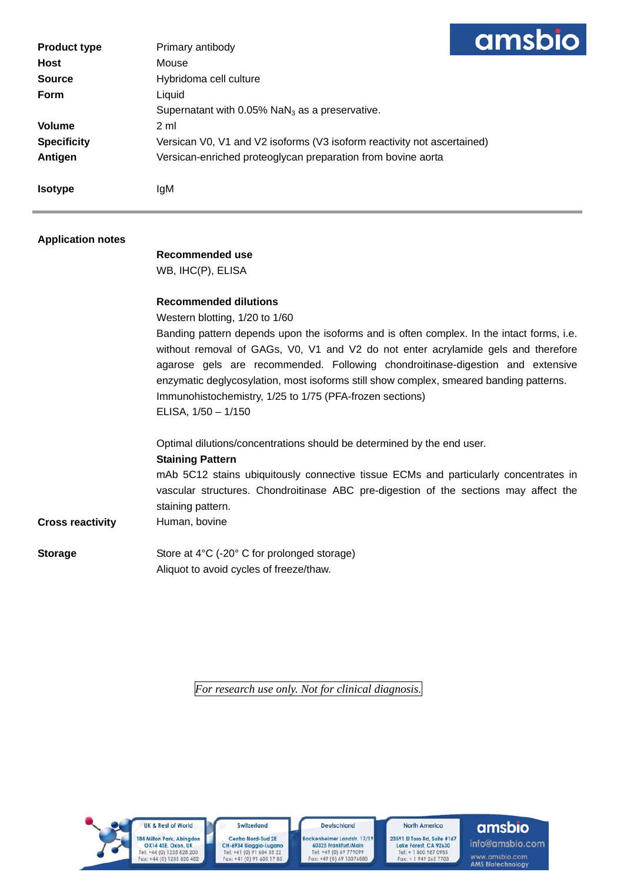| | |
|---|---|
| **Product type** | Primary antibody |
| **Host** | Mouse |
| **Source** | Hybridoma cell culture |
| **Form** | Liquid<br>Supernatant with 0.05% $NaN_3$ as a preservative. |
| **Volume** | 2 ml |
| **Specificity** | Versican V0, V1 and V2 isoforms (V3 isoform reactivity not ascertained) |
| **Antigen** | Versican-enriched proteoglycan preparation from bovine aorta |
| **Isotype** | IgM |

---

**Application notes**

**Recommended use**

WB, IHC(P), ELISA

**Recommended dilutions**

Western blotting, 1/20 to 1/60

Banding pattern depends upon the isoforms and is often complex. In the intact forms, i.e. without removal of GAGs, V0, V1 and V2 do not enter acrylamide gels and therefore agarose gels are recommended. Following chondroitinase-digestion and extensive enzymatic deglycosylation, most isoforms still show complex, smeared banding patterns.

Immunohistochemistry, 1/25 to 1/75 (PFA-frozen sections)

ELISA, 1/50 – 1/150

Optimal dilutions/concentrations should be determined by the end user.

**Staining Pattern**

mAb 5C12 stains ubiquitously connective tissue ECMs and particularly concentrates in vascular structures. Chondroitinase ABC pre-digestion of the sections may affect the staining pattern.

**Cross reactivity** Human, bovine

**Storage** Store at 4°C (-20° C for prolonged storage)

Aliquot to avoid cycles of freeze/thaw.

*For research use only. Not for clinical diagnosis.*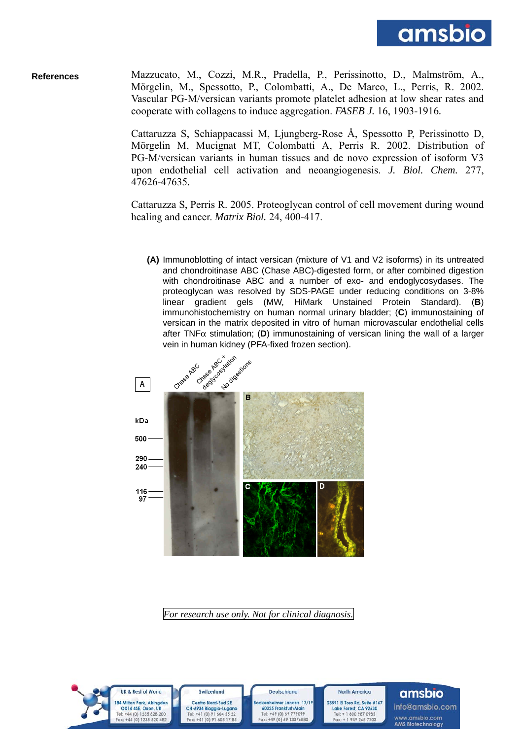## References

Mazzucato, M., Cozzi, M.R., Pradella, P., Perissinotto, D., Malmström, A., Mörgelin, M., Spessotto, P., Colombatti, A., De Marco, L., Perris, R. 2002. Vascular PG-M/versican variants promote platelet adhesion at low shear rates and cooperate with collagens to induce aggregation. *FASEB J.* 16, 1903-1916.

Cattaruzza S, Schiappacassi M, Ljungberg-Rose Å, Spessotto P, Perissinotto D, Mörgelin M, Mucignat MT, Colombatti A, Perris R. 2002. Distribution of PG-M/versican variants in human tissues and de novo expression of isoform V3 upon endothelial cell activation and neoangiogenesis. *J. Biol. Chem.* 277, 47626-47635.

Cattaruzza S, Perris R. 2005. Proteoglycan control of cell movement during wound healing and cancer. *Matrix Biol.* 24, 400-417.

**(A)** Immunoblotting of intact versican (mixture of V1 and V2 isoforms) in its untreated and chondroitinase ABC (Chase ABC)-digested form, or after combined digestion with chondroitinase ABC and a number of exo- and endoglycosydases. The proteoglycan was resolved by SDS-PAGE under reducing conditions on 3-8% linear gradient gels (MW, HiMark Unstained Protein Standard). (**B**) immunohistochemistry on human normal urinary bladder; (**C**) immunostaining of versican in the matrix deposited in vitro of human microvascular endothelial cells after TNF$\alpha$ stimulation; (**D**) immunostaining of versican lining the wall of a larger vein in human kidney (PFA-fixed frozen section).

A

Chase ABC

Chase ABC + deglycosylation

No digestions

kDa

500

290

240

116

97

B

C

D

*For research use only. Not for clinical diagnosis.*